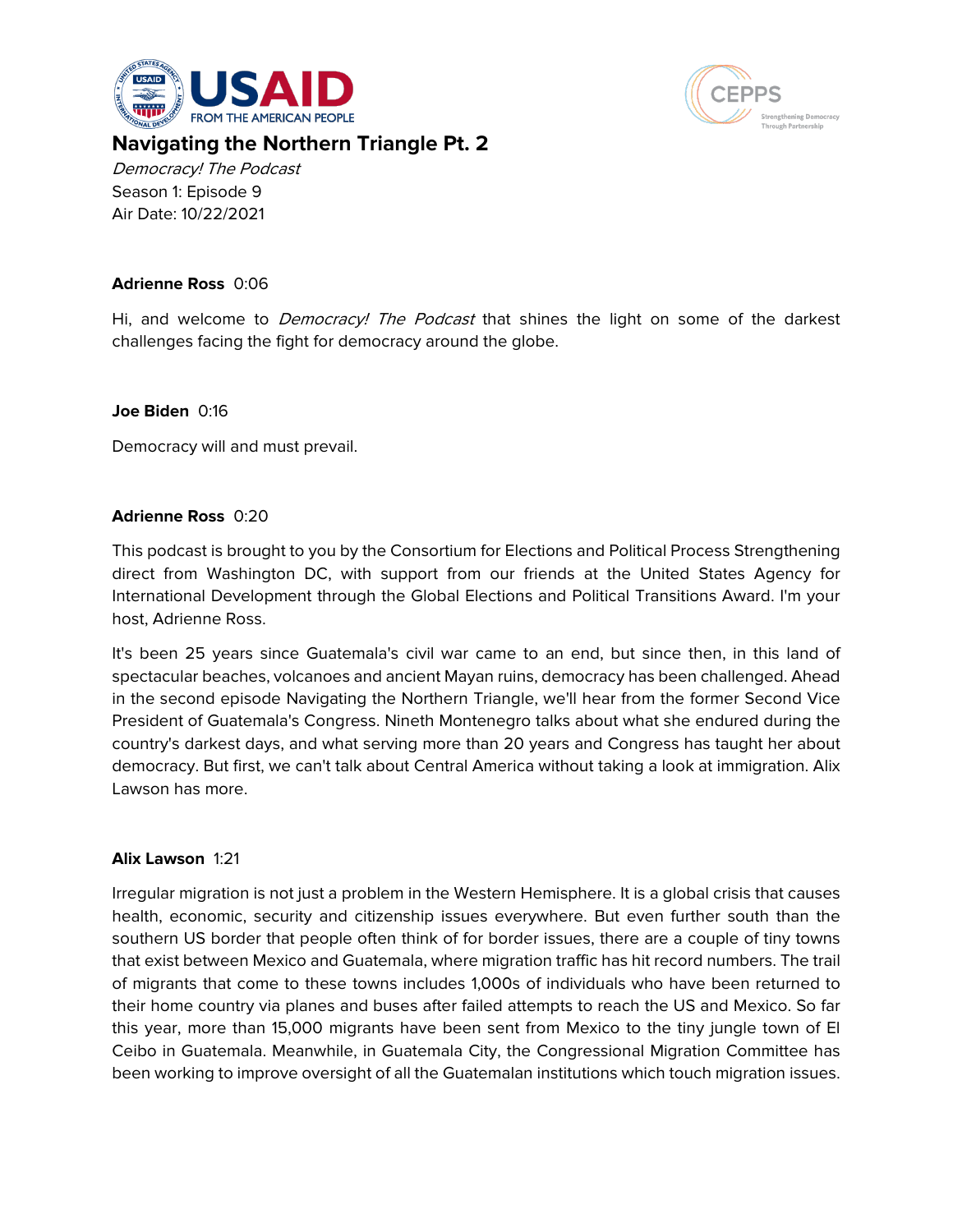# Navigating the Northern Triangle Pt. 2

*Democracy! The Podcast*
Season 1: Episode 9
Air Date: 10/22/2021

**Adrienne Ross** 0:06

Hi, and welcome to *Democracy! The Podcast* that shines the light on some of the darkest challenges facing the fight for democracy around the globe.

**Joe Biden** 0:16

Democracy will and must prevail.

**Adrienne Ross** 0:20

This podcast is brought to you by the Consortium for Elections and Political Process Strengthening direct from Washington DC, with support from our friends at the United States Agency for International Development through the Global Elections and Political Transitions Award. I'm your host, Adrienne Ross.

It's been 25 years since Guatemala's civil war came to an end, but since then, in this land of spectacular beaches, volcanoes and ancient Mayan ruins, democracy has been challenged. Ahead in the second episode Navigating the Northern Triangle, we'll hear from the former Second Vice President of Guatemala's Congress. Nineth Montenegro talks about what she endured during the country's darkest days, and what serving more than 20 years and Congress has taught her about democracy. But first, we can't talk about Central America without taking a look at immigration. Alix Lawson has more.

**Alix Lawson** 1:21

Irregular migration is not just a problem in the Western Hemisphere. It is a global crisis that causes health, economic, security and citizenship issues everywhere. But even further south than the southern US border that people often think of for border issues, there are a couple of tiny towns that exist between Mexico and Guatemala, where migration traffic has hit record numbers. The trail of migrants that come to these towns includes 1,000s of individuals who have been returned to their home country via planes and buses after failed attempts to reach the US and Mexico. So far this year, more than 15,000 migrants have been sent from Mexico to the tiny jungle town of El Ceibo in Guatemala. Meanwhile, in Guatemala City, the Congressional Migration Committee has been working to improve oversight of all the Guatemalan institutions which touch migration issues.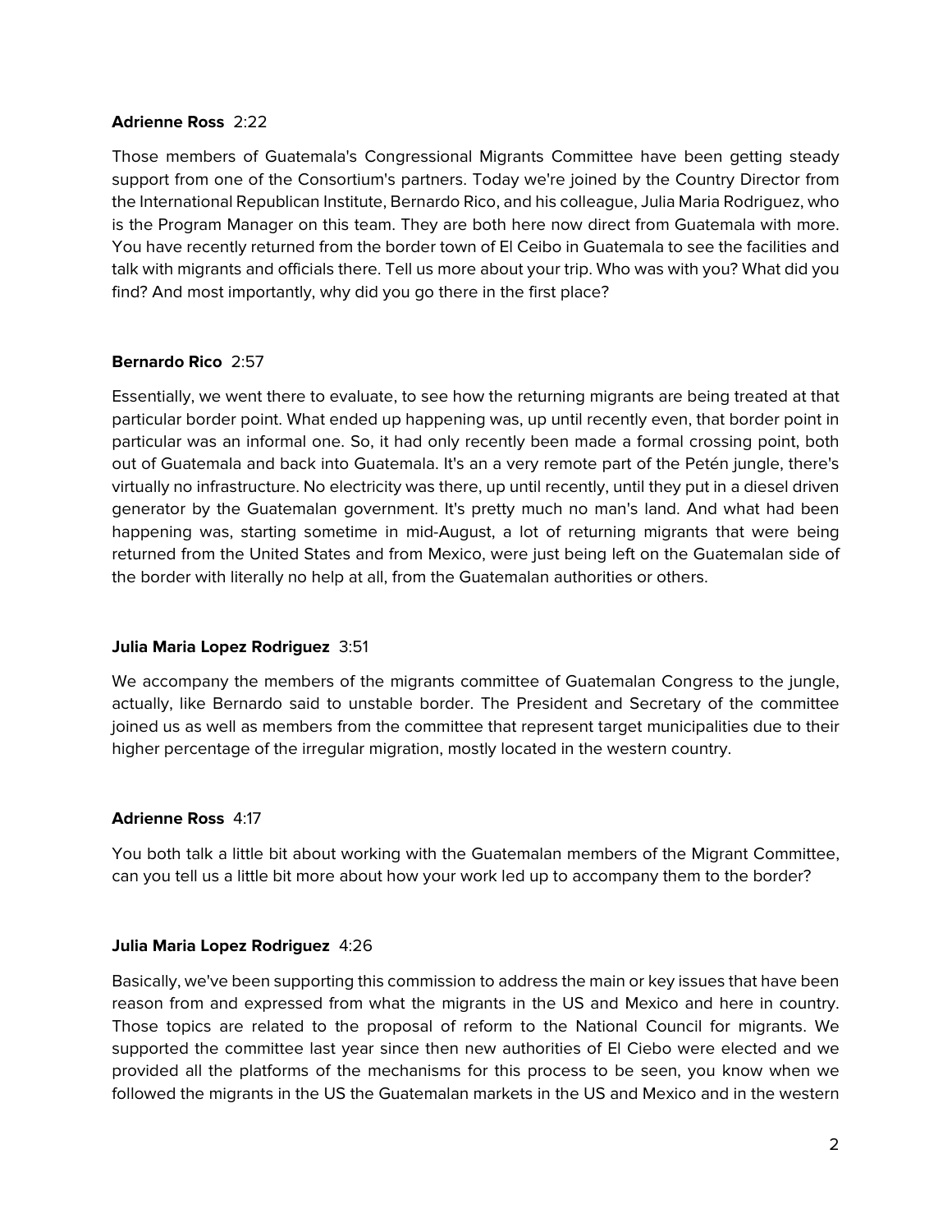**Adrienne Ross** 2:22

Those members of Guatemala's Congressional Migrants Committee have been getting steady support from one of the Consortium's partners. Today we're joined by the Country Director from the International Republican Institute, Bernardo Rico, and his colleague, Julia Maria Rodriguez, who is the Program Manager on this team. They are both here now direct from Guatemala with more. You have recently returned from the border town of El Ceibo in Guatemala to see the facilities and talk with migrants and officials there. Tell us more about your trip. Who was with you? What did you find? And most importantly, why did you go there in the first place?

**Bernardo Rico** 2:57

Essentially, we went there to evaluate, to see how the returning migrants are being treated at that particular border point. What ended up happening was, up until recently even, that border point in particular was an informal one. So, it had only recently been made a formal crossing point, both out of Guatemala and back into Guatemala. It's an a very remote part of the Petén jungle, there's virtually no infrastructure. No electricity was there, up until recently, until they put in a diesel driven generator by the Guatemalan government. It's pretty much no man's land. And what had been happening was, starting sometime in mid-August, a lot of returning migrants that were being returned from the United States and from Mexico, were just being left on the Guatemalan side of the border with literally no help at all, from the Guatemalan authorities or others.

**Julia Maria Lopez Rodriguez** 3:51

We accompany the members of the migrants committee of Guatemalan Congress to the jungle, actually, like Bernardo said to unstable border. The President and Secretary of the committee joined us as well as members from the committee that represent target municipalities due to their higher percentage of the irregular migration, mostly located in the western country.

**Adrienne Ross** 4:17

You both talk a little bit about working with the Guatemalan members of the Migrant Committee, can you tell us a little bit more about how your work led up to accompany them to the border?

**Julia Maria Lopez Rodriguez** 4:26

Basically, we've been supporting this commission to address the main or key issues that have been reason from and expressed from what the migrants in the US and Mexico and here in country. Those topics are related to the proposal of reform to the National Council for migrants. We supported the committee last year since then new authorities of El Ciebo were elected and we provided all the platforms of the mechanisms for this process to be seen, you know when we followed the migrants in the US the Guatemalan markets in the US and Mexico and in the western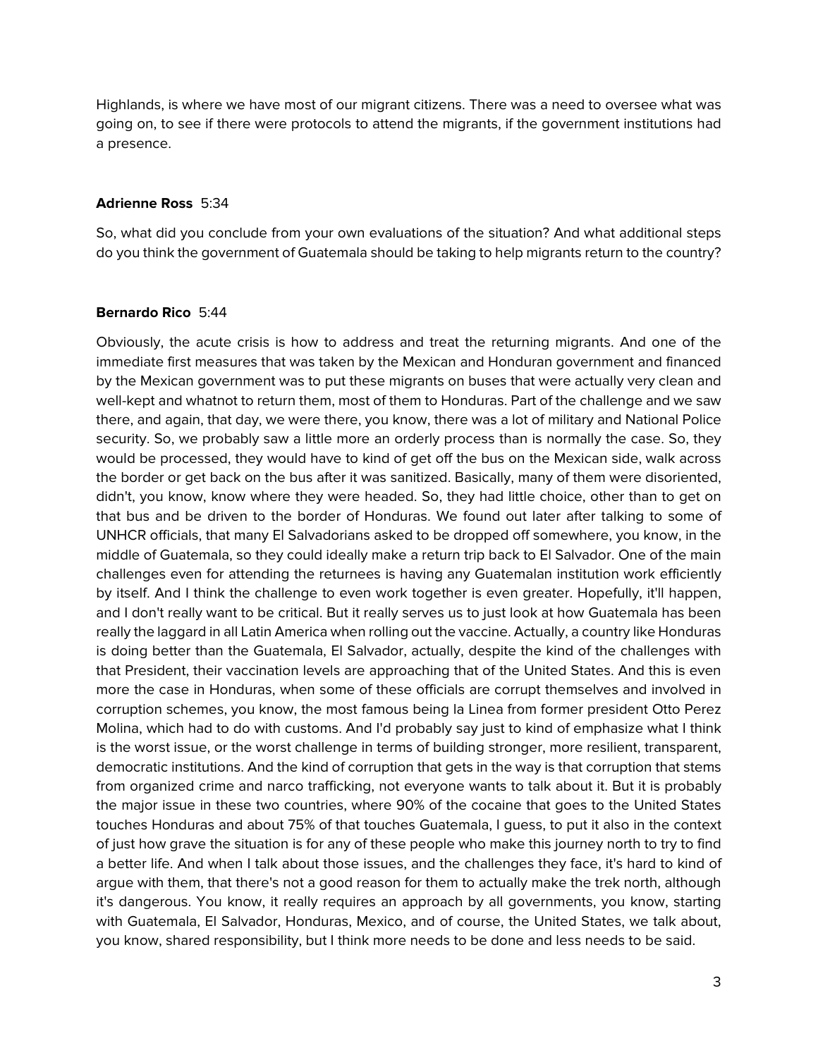Highlands, is where we have most of our migrant citizens. There was a need to oversee what was going on, to see if there were protocols to attend the migrants, if the government institutions had a presence.

**Adrienne Ross** 5:34

So, what did you conclude from your own evaluations of the situation? And what additional steps do you think the government of Guatemala should be taking to help migrants return to the country?

**Bernardo Rico** 5:44

Obviously, the acute crisis is how to address and treat the returning migrants. And one of the immediate first measures that was taken by the Mexican and Honduran government and financed by the Mexican government was to put these migrants on buses that were actually very clean and well-kept and whatnot to return them, most of them to Honduras. Part of the challenge and we saw there, and again, that day, we were there, you know, there was a lot of military and National Police security. So, we probably saw a little more an orderly process than is normally the case. So, they would be processed, they would have to kind of get off the bus on the Mexican side, walk across the border or get back on the bus after it was sanitized. Basically, many of them were disoriented, didn't, you know, know where they were headed. So, they had little choice, other than to get on that bus and be driven to the border of Honduras. We found out later after talking to some of UNHCR officials, that many El Salvadorians asked to be dropped off somewhere, you know, in the middle of Guatemala, so they could ideally make a return trip back to El Salvador. One of the main challenges even for attending the returnees is having any Guatemalan institution work efficiently by itself. And I think the challenge to even work together is even greater. Hopefully, it'll happen, and I don't really want to be critical. But it really serves us to just look at how Guatemala has been really the laggard in all Latin America when rolling out the vaccine. Actually, a country like Honduras is doing better than the Guatemala, El Salvador, actually, despite the kind of the challenges with that President, their vaccination levels are approaching that of the United States. And this is even more the case in Honduras, when some of these officials are corrupt themselves and involved in corruption schemes, you know, the most famous being la Linea from former president Otto Perez Molina, which had to do with customs. And I'd probably say just to kind of emphasize what I think is the worst issue, or the worst challenge in terms of building stronger, more resilient, transparent, democratic institutions. And the kind of corruption that gets in the way is that corruption that stems from organized crime and narco trafficking, not everyone wants to talk about it. But it is probably the major issue in these two countries, where 90% of the cocaine that goes to the United States touches Honduras and about 75% of that touches Guatemala, I guess, to put it also in the context of just how grave the situation is for any of these people who make this journey north to try to find a better life. And when I talk about those issues, and the challenges they face, it's hard to kind of argue with them, that there's not a good reason for them to actually make the trek north, although it's dangerous. You know, it really requires an approach by all governments, you know, starting with Guatemala, El Salvador, Honduras, Mexico, and of course, the United States, we talk about, you know, shared responsibility, but I think more needs to be done and less needs to be said.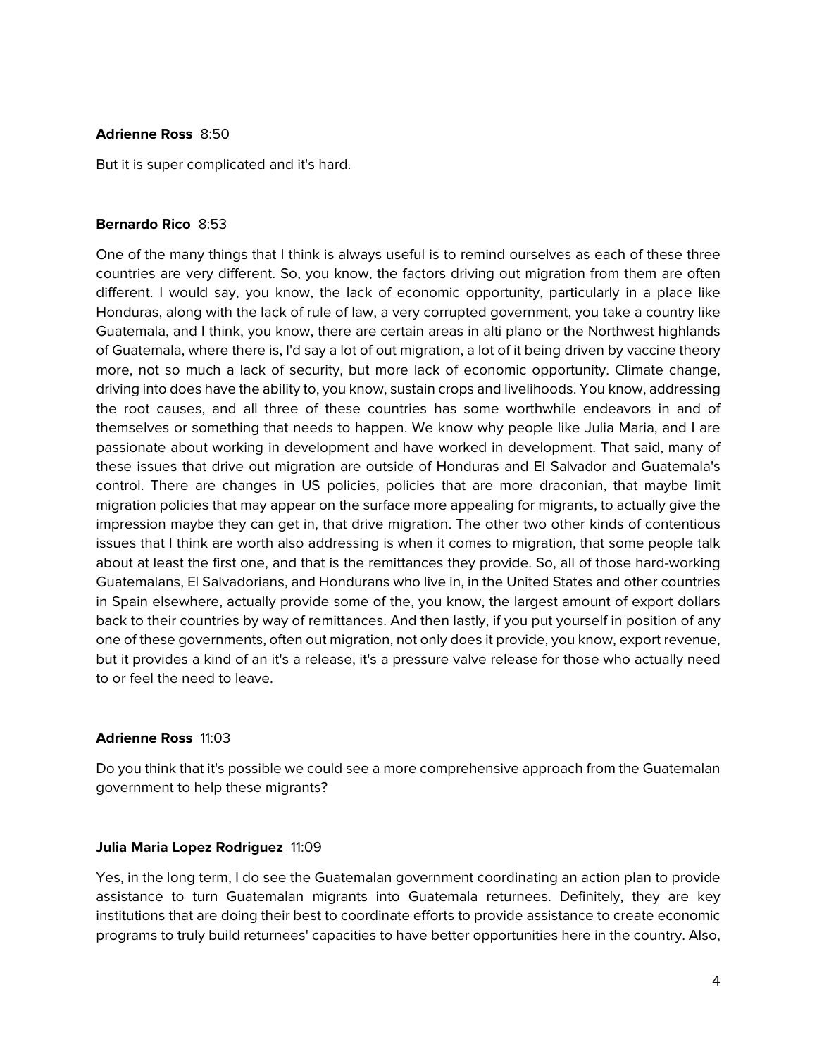**Adrienne Ross** 8:50

But it is super complicated and it's hard.

**Bernardo Rico** 8:53

One of the many things that I think is always useful is to remind ourselves as each of these three countries are very different. So, you know, the factors driving out migration from them are often different. I would say, you know, the lack of economic opportunity, particularly in a place like Honduras, along with the lack of rule of law, a very corrupted government, you take a country like Guatemala, and I think, you know, there are certain areas in alti plano or the Northwest highlands of Guatemala, where there is, I'd say a lot of out migration, a lot of it being driven by vaccine theory more, not so much a lack of security, but more lack of economic opportunity. Climate change, driving into does have the ability to, you know, sustain crops and livelihoods. You know, addressing the root causes, and all three of these countries has some worthwhile endeavors in and of themselves or something that needs to happen. We know why people like Julia Maria, and I are passionate about working in development and have worked in development. That said, many of these issues that drive out migration are outside of Honduras and El Salvador and Guatemala's control. There are changes in US policies, policies that are more draconian, that maybe limit migration policies that may appear on the surface more appealing for migrants, to actually give the impression maybe they can get in, that drive migration. The other two other kinds of contentious issues that I think are worth also addressing is when it comes to migration, that some people talk about at least the first one, and that is the remittances they provide. So, all of those hard-working Guatemalans, El Salvadorians, and Hondurans who live in, in the United States and other countries in Spain elsewhere, actually provide some of the, you know, the largest amount of export dollars back to their countries by way of remittances. And then lastly, if you put yourself in position of any one of these governments, often out migration, not only does it provide, you know, export revenue, but it provides a kind of an it's a release, it's a pressure valve release for those who actually need to or feel the need to leave.

**Adrienne Ross** 11:03

Do you think that it's possible we could see a more comprehensive approach from the Guatemalan government to help these migrants?

**Julia Maria Lopez Rodriguez** 11:09

Yes, in the long term, I do see the Guatemalan government coordinating an action plan to provide assistance to turn Guatemalan migrants into Guatemala returnees. Definitely, they are key institutions that are doing their best to coordinate efforts to provide assistance to create economic programs to truly build returnees' capacities to have better opportunities here in the country. Also,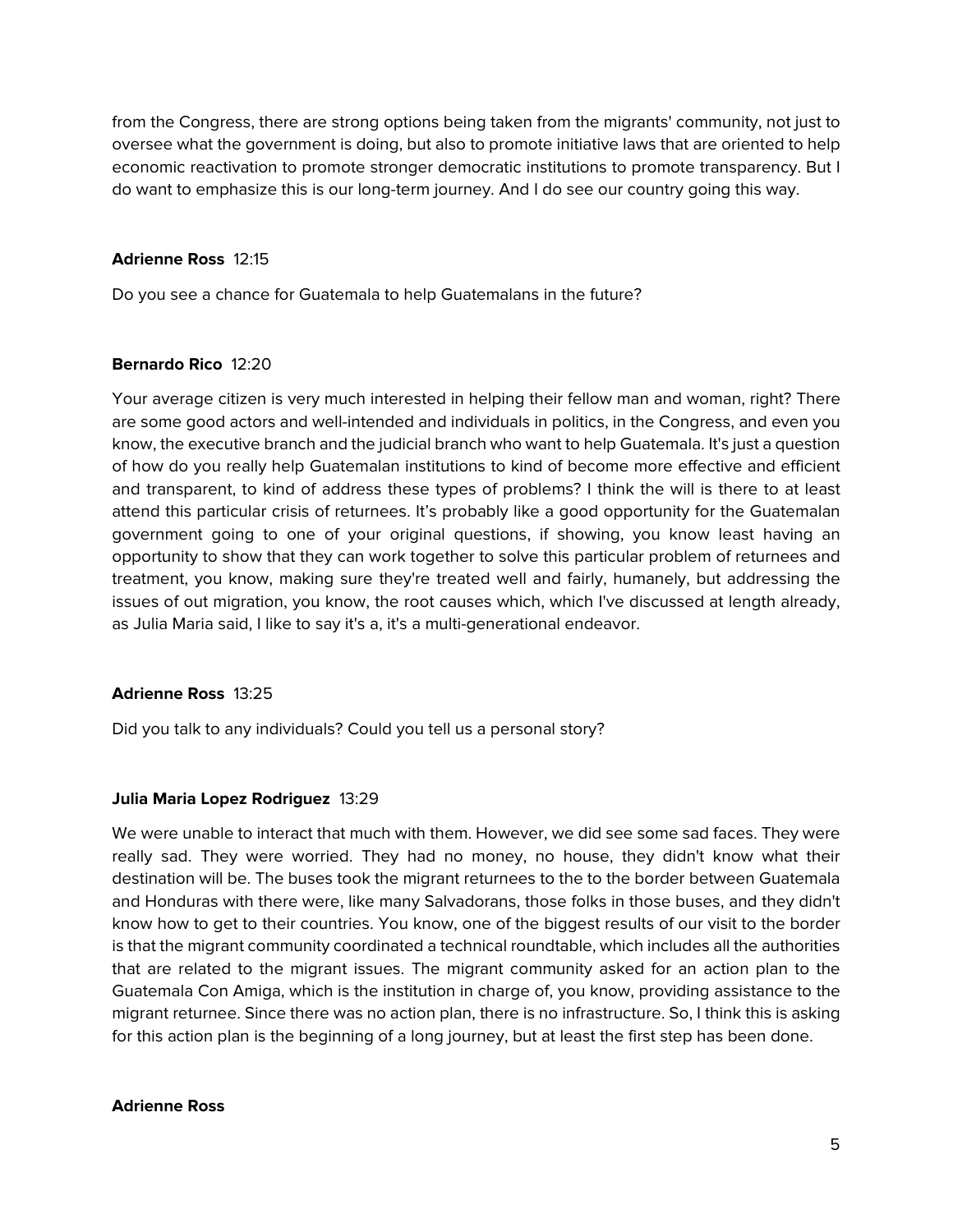from the Congress, there are strong options being taken from the migrants' community, not just to oversee what the government is doing, but also to promote initiative laws that are oriented to help economic reactivation to promote stronger democratic institutions to promote transparency. But I do want to emphasize this is our long-term journey. And I do see our country going this way.

**Adrienne Ross** 12:15

Do you see a chance for Guatemala to help Guatemalans in the future?

**Bernardo Rico** 12:20

Your average citizen is very much interested in helping their fellow man and woman, right? There are some good actors and well-intended and individuals in politics, in the Congress, and even you know, the executive branch and the judicial branch who want to help Guatemala. It's just a question of how do you really help Guatemalan institutions to kind of become more effective and efficient and transparent, to kind of address these types of problems? I think the will is there to at least attend this particular crisis of returnees. It's probably like a good opportunity for the Guatemalan government going to one of your original questions, if showing, you know least having an opportunity to show that they can work together to solve this particular problem of returnees and treatment, you know, making sure they're treated well and fairly, humanely, but addressing the issues of out migration, you know, the root causes which, which I've discussed at length already, as Julia Maria said, I like to say it's a, it's a multi-generational endeavor.

**Adrienne Ross** 13:25

Did you talk to any individuals? Could you tell us a personal story?

**Julia Maria Lopez Rodriguez** 13:29

We were unable to interact that much with them. However, we did see some sad faces. They were really sad. They were worried. They had no money, no house, they didn't know what their destination will be. The buses took the migrant returnees to the to the border between Guatemala and Honduras with there were, like many Salvadorans, those folks in those buses, and they didn't know how to get to their countries. You know, one of the biggest results of our visit to the border is that the migrant community coordinated a technical roundtable, which includes all the authorities that are related to the migrant issues. The migrant community asked for an action plan to the Guatemala Con Amiga, which is the institution in charge of, you know, providing assistance to the migrant returnee. Since there was no action plan, there is no infrastructure. So, I think this is asking for this action plan is the beginning of a long journey, but at least the first step has been done.

**Adrienne Ross**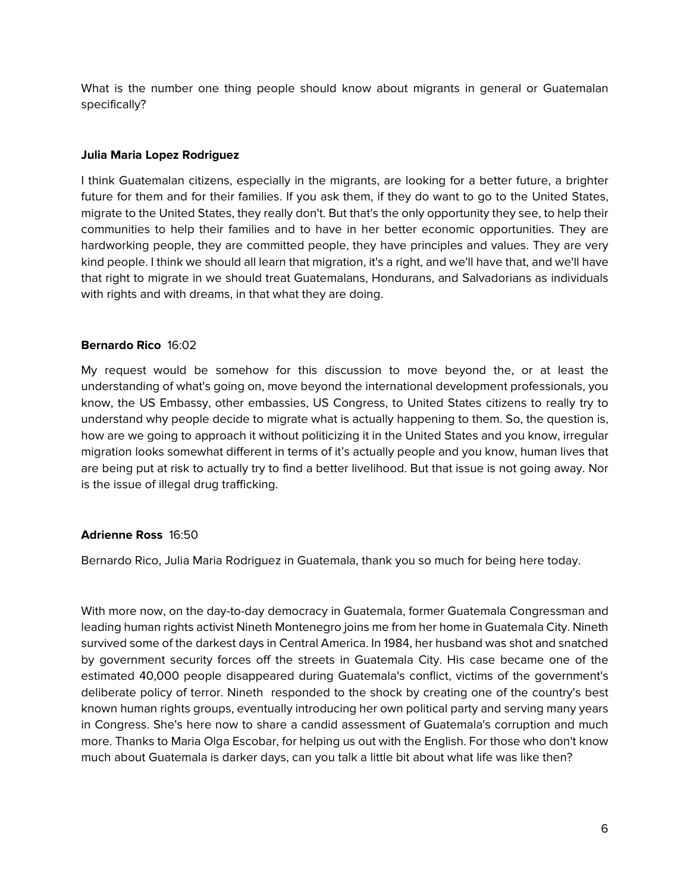What is the number one thing people should know about migrants in general or Guatemalan specifically?

**Julia Maria Lopez Rodriguez**

I think Guatemalan citizens, especially in the migrants, are looking for a better future, a brighter future for them and for their families. If you ask them, if they do want to go to the United States, migrate to the United States, they really don't. But that's the only opportunity they see, to help their communities to help their families and to have in her better economic opportunities. They are hardworking people, they are committed people, they have principles and values. They are very kind people. I think we should all learn that migration, it's a right, and we'll have that, and we'll have that right to migrate in we should treat Guatemalans, Hondurans, and Salvadorians as individuals with rights and with dreams, in that what they are doing.

**Bernardo Rico** 16:02

My request would be somehow for this discussion to move beyond the, or at least the understanding of what's going on, move beyond the international development professionals, you know, the US Embassy, other embassies, US Congress, to United States citizens to really try to understand why people decide to migrate what is actually happening to them. So, the question is, how are we going to approach it without politicizing it in the United States and you know, irregular migration looks somewhat different in terms of it's actually people and you know, human lives that are being put at risk to actually try to find a better livelihood. But that issue is not going away. Nor is the issue of illegal drug trafficking.

**Adrienne Ross** 16:50

Bernardo Rico, Julia Maria Rodriguez in Guatemala, thank you so much for being here today.

With more now, on the day-to-day democracy in Guatemala, former Guatemala Congressman and leading human rights activist Nineth Montenegro joins me from her home in Guatemala City. Nineth survived some of the darkest days in Central America. In 1984, her husband was shot and snatched by government security forces off the streets in Guatemala City. His case became one of the estimated 40,000 people disappeared during Guatemala's conflict, victims of the government's deliberate policy of terror. Nineth responded to the shock by creating one of the country's best known human rights groups, eventually introducing her own political party and serving many years in Congress. She's here now to share a candid assessment of Guatemala's corruption and much more. Thanks to Maria Olga Escobar, for helping us out with the English. For those who don't know much about Guatemala is darker days, can you talk a little bit about what life was like then?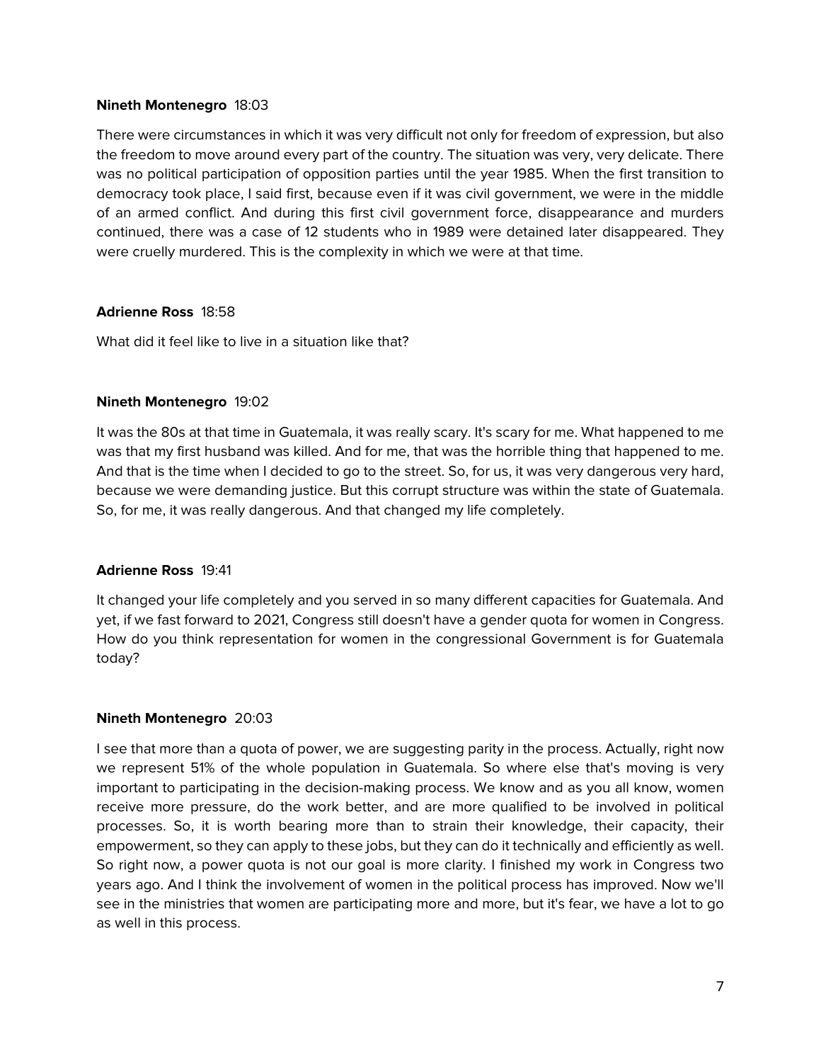**Nineth Montenegro** 18:03

There were circumstances in which it was very difficult not only for freedom of expression, but also the freedom to move around every part of the country. The situation was very, very delicate. There was no political participation of opposition parties until the year 1985. When the first transition to democracy took place, I said first, because even if it was civil government, we were in the middle of an armed conflict. And during this first civil government force, disappearance and murders continued, there was a case of 12 students who in 1989 were detained later disappeared. They were cruelly murdered. This is the complexity in which we were at that time.

**Adrienne Ross** 18:58

What did it feel like to live in a situation like that?

**Nineth Montenegro** 19:02

It was the 80s at that time in Guatemala, it was really scary. It's scary for me. What happened to me was that my first husband was killed. And for me, that was the horrible thing that happened to me. And that is the time when I decided to go to the street. So, for us, it was very dangerous very hard, because we were demanding justice. But this corrupt structure was within the state of Guatemala. So, for me, it was really dangerous. And that changed my life completely.

**Adrienne Ross** 19:41

It changed your life completely and you served in so many different capacities for Guatemala. And yet, if we fast forward to 2021, Congress still doesn't have a gender quota for women in Congress. How do you think representation for women in the congressional Government is for Guatemala today?

**Nineth Montenegro** 20:03

I see that more than a quota of power, we are suggesting parity in the process. Actually, right now we represent 51% of the whole population in Guatemala. So where else that's moving is very important to participating in the decision-making process. We know and as you all know, women receive more pressure, do the work better, and are more qualified to be involved in political processes. So, it is worth bearing more than to strain their knowledge, their capacity, their empowerment, so they can apply to these jobs, but they can do it technically and efficiently as well. So right now, a power quota is not our goal is more clarity. I finished my work in Congress two years ago. And I think the involvement of women in the political process has improved. Now we'll see in the ministries that women are participating more and more, but it's fear, we have a lot to go as well in this process.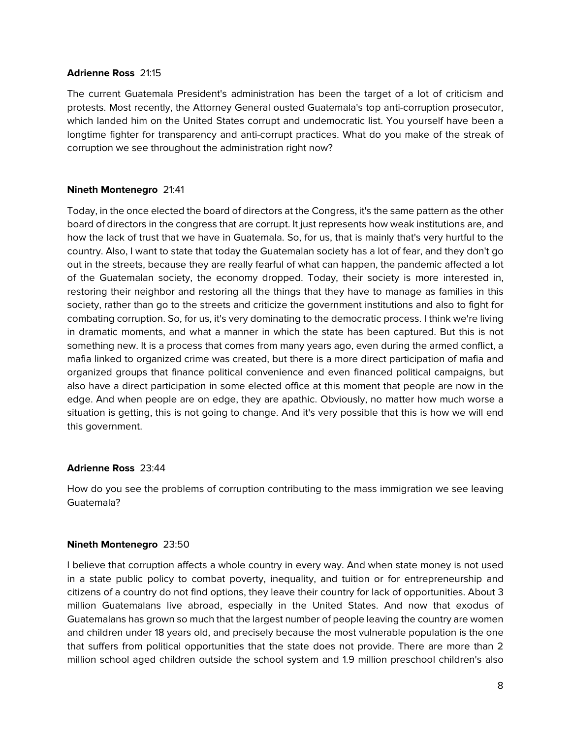**Adrienne Ross** 21:15

The current Guatemala President's administration has been the target of a lot of criticism and protests. Most recently, the Attorney General ousted Guatemala's top anti-corruption prosecutor, which landed him on the United States corrupt and undemocratic list. You yourself have been a longtime fighter for transparency and anti-corrupt practices. What do you make of the streak of corruption we see throughout the administration right now?

**Nineth Montenegro** 21:41

Today, in the once elected the board of directors at the Congress, it's the same pattern as the other board of directors in the congress that are corrupt. It just represents how weak institutions are, and how the lack of trust that we have in Guatemala. So, for us, that is mainly that's very hurtful to the country. Also, I want to state that today the Guatemalan society has a lot of fear, and they don't go out in the streets, because they are really fearful of what can happen, the pandemic affected a lot of the Guatemalan society, the economy dropped. Today, their society is more interested in, restoring their neighbor and restoring all the things that they have to manage as families in this society, rather than go to the streets and criticize the government institutions and also to fight for combating corruption. So, for us, it's very dominating to the democratic process. I think we're living in dramatic moments, and what a manner in which the state has been captured. But this is not something new. It is a process that comes from many years ago, even during the armed conflict, a mafia linked to organized crime was created, but there is a more direct participation of mafia and organized groups that finance political convenience and even financed political campaigns, but also have a direct participation in some elected office at this moment that people are now in the edge. And when people are on edge, they are apathic. Obviously, no matter how much worse a situation is getting, this is not going to change. And it's very possible that this is how we will end this government.

**Adrienne Ross** 23:44

How do you see the problems of corruption contributing to the mass immigration we see leaving Guatemala?

**Nineth Montenegro** 23:50

I believe that corruption affects a whole country in every way. And when state money is not used in a state public policy to combat poverty, inequality, and tuition or for entrepreneurship and citizens of a country do not find options, they leave their country for lack of opportunities. About 3 million Guatemalans live abroad, especially in the United States. And now that exodus of Guatemalans has grown so much that the largest number of people leaving the country are women and children under 18 years old, and precisely because the most vulnerable population is the one that suffers from political opportunities that the state does not provide. There are more than 2 million school aged children outside the school system and 1.9 million preschool children's also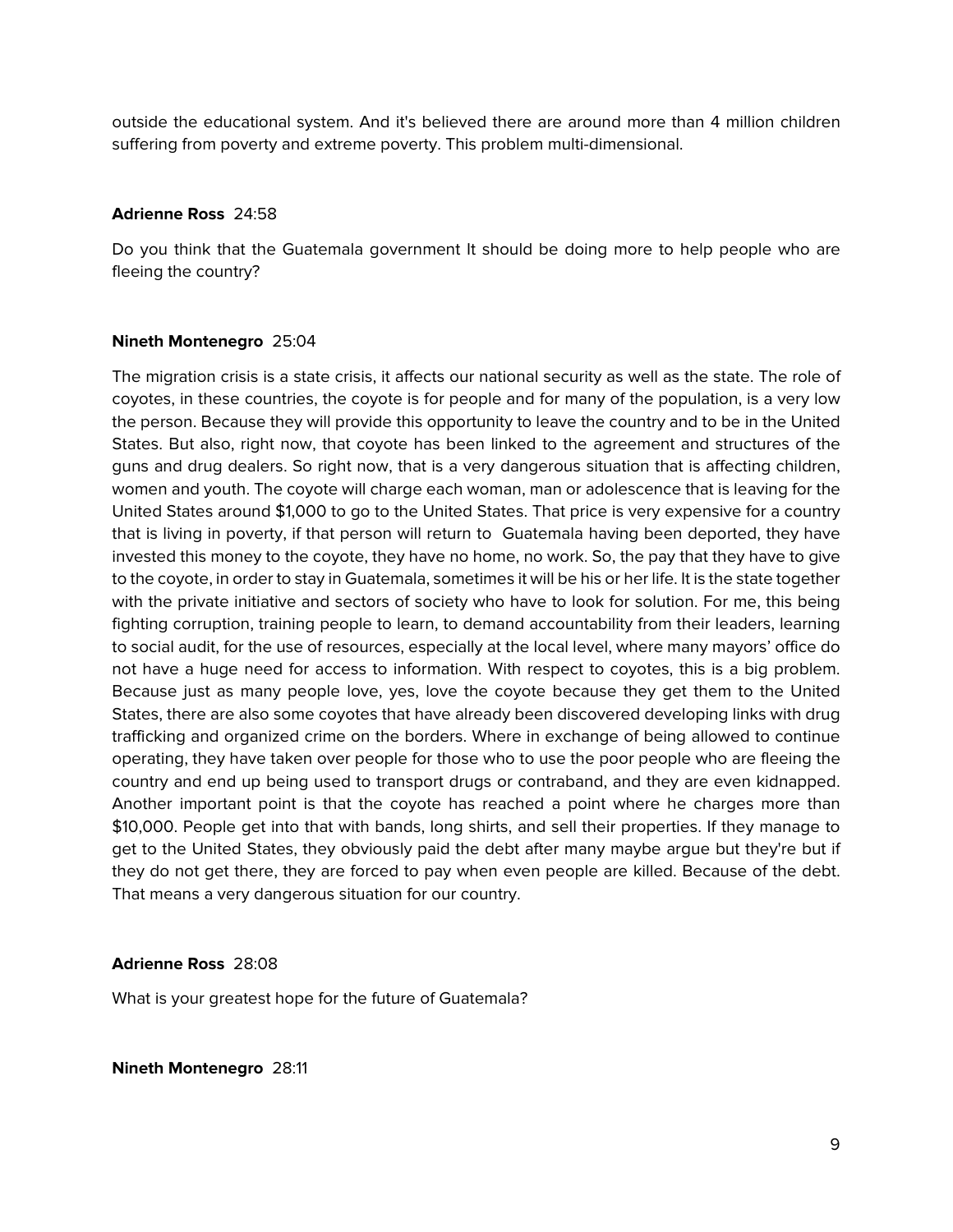outside the educational system. And it's believed there are around more than 4 million children suffering from poverty and extreme poverty. This problem multi-dimensional.

**Adrienne Ross** 24:58

Do you think that the Guatemala government It should be doing more to help people who are fleeing the country?

**Nineth Montenegro** 25:04

The migration crisis is a state crisis, it affects our national security as well as the state. The role of coyotes, in these countries, the coyote is for people and for many of the population, is a very low the person. Because they will provide this opportunity to leave the country and to be in the United States. But also, right now, that coyote has been linked to the agreement and structures of the guns and drug dealers. So right now, that is a very dangerous situation that is affecting children, women and youth. The coyote will charge each woman, man or adolescence that is leaving for the United States around $1,000 to go to the United States. That price is very expensive for a country that is living in poverty, if that person will return to Guatemala having been deported, they have invested this money to the coyote, they have no home, no work. So, the pay that they have to give to the coyote, in order to stay in Guatemala, sometimes it will be his or her life. It is the state together with the private initiative and sectors of society who have to look for solution. For me, this being fighting corruption, training people to learn, to demand accountability from their leaders, learning to social audit, for the use of resources, especially at the local level, where many mayors' office do not have a huge need for access to information. With respect to coyotes, this is a big problem. Because just as many people love, yes, love the coyote because they get them to the United States, there are also some coyotes that have already been discovered developing links with drug trafficking and organized crime on the borders. Where in exchange of being allowed to continue operating, they have taken over people for those who to use the poor people who are fleeing the country and end up being used to transport drugs or contraband, and they are even kidnapped. Another important point is that the coyote has reached a point where he charges more than $10,000. People get into that with bands, long shirts, and sell their properties. If they manage to get to the United States, they obviously paid the debt after many maybe argue but they're but if they do not get there, they are forced to pay when even people are killed. Because of the debt. That means a very dangerous situation for our country.

**Adrienne Ross** 28:08

What is your greatest hope for the future of Guatemala?

**Nineth Montenegro** 28:11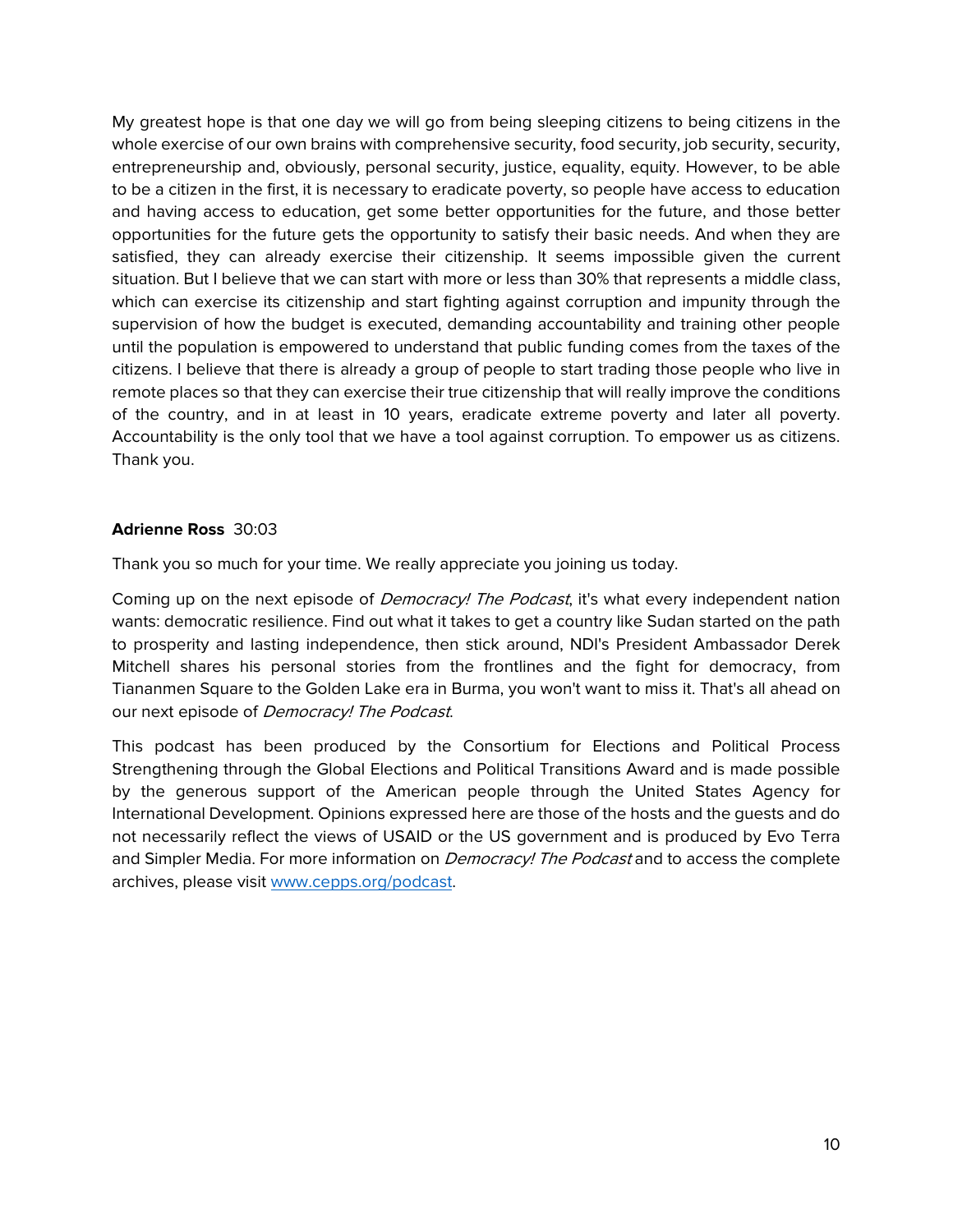My greatest hope is that one day we will go from being sleeping citizens to being citizens in the whole exercise of our own brains with comprehensive security, food security, job security, security, entrepreneurship and, obviously, personal security, justice, equality, equity. However, to be able to be a citizen in the first, it is necessary to eradicate poverty, so people have access to education and having access to education, get some better opportunities for the future, and those better opportunities for the future gets the opportunity to satisfy their basic needs. And when they are satisfied, they can already exercise their citizenship. It seems impossible given the current situation. But I believe that we can start with more or less than 30% that represents a middle class, which can exercise its citizenship and start fighting against corruption and impunity through the supervision of how the budget is executed, demanding accountability and training other people until the population is empowered to understand that public funding comes from the taxes of the citizens. I believe that there is already a group of people to start trading those people who live in remote places so that they can exercise their true citizenship that will really improve the conditions of the country, and in at least in 10 years, eradicate extreme poverty and later all poverty. Accountability is the only tool that we have a tool against corruption. To empower us as citizens. Thank you.

**Adrienne Ross** 30:03

Thank you so much for your time. We really appreciate you joining us today.

Coming up on the next episode of *Democracy! The Podcast*, it's what every independent nation wants: democratic resilience. Find out what it takes to get a country like Sudan started on the path to prosperity and lasting independence, then stick around, NDI's President Ambassador Derek Mitchell shares his personal stories from the frontlines and the fight for democracy, from Tiananmen Square to the Golden Lake era in Burma, you won't want to miss it. That's all ahead on our next episode of *Democracy! The Podcast*.

This podcast has been produced by the Consortium for Elections and Political Process Strengthening through the Global Elections and Political Transitions Award and is made possible by the generous support of the American people through the United States Agency for International Development. Opinions expressed here are those of the hosts and the guests and do not necessarily reflect the views of USAID or the US government and is produced by Evo Terra and Simpler Media. For more information on *Democracy! The Podcast* and to access the complete archives, please visit [www.cepps.org/podcast](www.cepps.org/podcast).